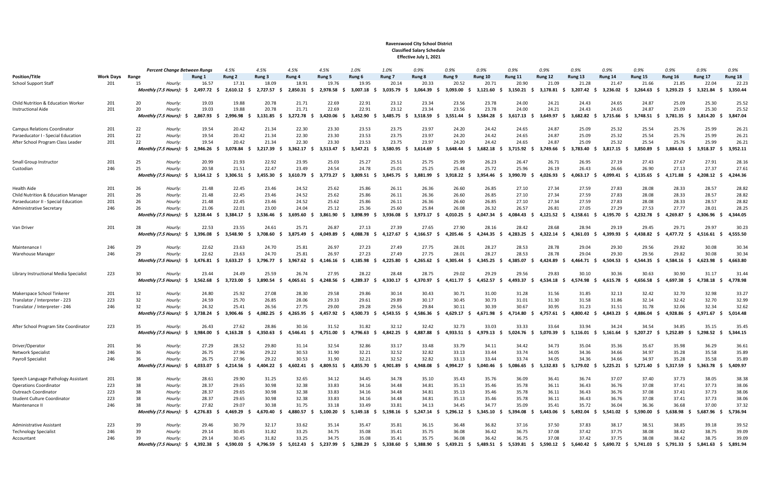**Ravenswood City School District**
**Classified Salary Schedule**
**Effective July 1, 2021**

| Position/Title | Work Days | Range | *Percent Change Between Rungs* | Rung 1 | Rung 2 | Rung 3 | Rung 4 | Rung 5 | Rung 6 | Rung 7 | Rung 8 | Rung 9 | Rung 10 | Rung 11 | Rung 12 | Rung 13 | Rung 14 | Rung 15 | Rung 16 | Rung 17 | Rung 18 |
|---|---|---|---|---|---|---|---|---|---|---|---|---|---|---|---|---|---|---|---|---|---|
| | | | | | *4.5%* | *4.5%* | *4.5%* | *4.5%* | *1.0%* | *1.0%* | *0.9%* | *0.9%* | *0.9%* | *0.9%* | *0.9%* | *0.9%* | *0.9%* | *0.9%* | *0.9%* | *0.9%* | *0.9%* |
| School Support Staff | 201 | 15 | *Hourly:* | 16.57 | 17.31 | 18.09 | 18.91 | 19.76 | 19.95 | 20.14 | 20.33 | 20.52 | 20.71 | 20.90 | 21.09 | 21.28 | 21.47 | 21.66 | 21.85 | 22.04 | 22.23 |
| | | | ***Monthly (7.5 Hours):*** | $ 2,497.72 | $ 2,610.12 | $ 2,727.57 | $ 2,850.31 | $ 2,978.58 | $ 3,007.18 | $ 3,035.79 | $ 3,064.39 | $ 3,093.00 | $ 3,121.60 | $ 3,150.21 | $ 3,178.81 | $ 3,207.42 | $ 3,236.02 | $ 3,264.63 | $ 3,293.23 | $ 3,321.84 | $ 3,350.44 |
| Child Nutrition & Education Worker | 201 | 20 | *Hourly:* | 19.03 | 19.88 | 20.78 | 21.71 | 22.69 | 22.91 | 23.12 | 23.34 | 23.56 | 23.78 | 24.00 | 24.21 | 24.43 | 24.65 | 24.87 | 25.09 | 25.30 | 25.52 |
| Instructional Aide | 201 | 20 | *Hourly:* | 19.03 | 19.88 | 20.78 | 21.71 | 22.69 | 22.91 | 23.12 | 23.34 | 23.56 | 23.78 | 24.00 | 24.21 | 24.43 | 24.65 | 24.87 | 25.09 | 25.30 | 25.52 |
| | | | ***Monthly (7.5 Hours):*** | $ 2,867.93 | $ 2,996.98 | $ 3,131.85 | $ 3,272.78 | $ 3,420.06 | $ 3,452.90 | $ 3,485.75 | $ 3,518.59 | $ 3,551.44 | $ 3,584.28 | $ 3,617.13 | $ 3,649.97 | $ 3,682.82 | $ 3,715.66 | $ 3,748.51 | $ 3,781.35 | $ 3,814.20 | $ 3,847.04 |
| Campus Relations Coordinator | 201 | 22 | *Hourly:* | 19.54 | 20.42 | 21.34 | 22.30 | 23.30 | 23.53 | 23.75 | 23.97 | 24.20 | 24.42 | 24.65 | 24.87 | 25.09 | 25.32 | 25.54 | 25.76 | 25.99 | 26.21 |
| Paraeducator I - Special Education | 201 | 22 | *Hourly:* | 19.54 | 20.42 | 21.34 | 22.30 | 23.30 | 23.53 | 23.75 | 23.97 | 24.20 | 24.42 | 24.65 | 24.87 | 25.09 | 25.32 | 25.54 | 25.76 | 25.99 | 26.21 |
| After School Program Class Leader | 201 | 22 | *Hourly:* | 19.54 | 20.42 | 21.34 | 22.30 | 23.30 | 23.53 | 23.75 | 23.97 | 24.20 | 24.42 | 24.65 | 24.87 | 25.09 | 25.32 | 25.54 | 25.76 | 25.99 | 26.21 |
| | | | ***Monthly (7.5 Hours):*** | $ 2,946.26 | $ 3,078.84 | $ 3,217.39 | $ 3,362.17 | $ 3,513.47 | $ 3,547.21 | $ 3,580.95 | $ 3,614.69 | $ 3,648.44 | $ 3,682.18 | $ 3,715.92 | $ 3,749.66 | $ 3,783.40 | $ 3,817.15 | $ 3,850.89 | $ 3,884.63 | $ 3,918.37 | $ 3,952.11 |
| Small Group Instructor | 201 | 25 | *Hourly:* | 20.99 | 21.93 | 22.92 | 23.95 | 25.03 | 25.27 | 25.51 | 25.75 | 25.99 | 26.23 | 26.47 | 26.71 | 26.95 | 27.19 | 27.43 | 27.67 | 27.91 | 28.16 |
| Custodian | 246 | 25 | *Hourly:* | 20.58 | 21.51 | 22.47 | 23.49 | 24.54 | 24.78 | 25.01 | 25.25 | 25.48 | 25.72 | 25.96 | 26.19 | 26.43 | 26.66 | 26.90 | 27.13 | 27.37 | 27.61 |
| | | | ***Monthly (7.5 Hours):*** | $ 3,164.12 | $ 3,306.51 | $ 3,455.30 | $ 3,610.79 | $ 3,773.27 | $ 3,809.51 | $ 3,845.75 | $ 3,881.99 | $ 3,918.22 | $ 3,954.46 | $ 3,990.70 | $ 4,026.93 | $ 4,063.17 | $ 4,099.41 | $ 4,135.65 | $ 4,171.88 | $ 4,208.12 | $ 4,244.36 |
| Health Aide | 201 | 26 | *Hourly:* | 21.48 | 22.45 | 23.46 | 24.52 | 25.62 | 25.86 | 26.11 | 26.36 | 26.60 | 26.85 | 27.10 | 27.34 | 27.59 | 27.83 | 28.08 | 28.33 | 28.57 | 28.82 |
| Child Nutrition & Education Manager | 201 | 26 | *Hourly:* | 21.48 | 22.45 | 23.46 | 24.52 | 25.62 | 25.86 | 26.11 | 26.36 | 26.60 | 26.85 | 27.10 | 27.34 | 27.59 | 27.83 | 28.08 | 28.33 | 28.57 | 28.82 |
| Paraeducator II - Special Education | 201 | 26 | *Hourly:* | 21.48 | 22.45 | 23.46 | 24.52 | 25.62 | 25.86 | 26.11 | 26.36 | 26.60 | 26.85 | 27.10 | 27.34 | 27.59 | 27.83 | 28.08 | 28.33 | 28.57 | 28.82 |
| Administrative Secretary | 246 | 26 | *Hourly:* | 21.06 | 22.01 | 23.00 | 24.04 | 25.12 | 25.36 | 25.60 | 25.84 | 26.08 | 26.32 | 26.57 | 26.81 | 27.05 | 27.29 | 27.53 | 27.77 | 28.01 | 28.25 |
| | | | ***Monthly (7.5 Hours):*** | $ 3,238.44 | $ 3,384.17 | $ 3,536.46 | $ 3,695.60 | $ 3,861.90 | $ 3,898.99 | $ 3,936.08 | $ 3,973.17 | $ 4,010.25 | $ 4,047.34 | $ 4,084.43 | $ 4,121.52 | $ 4,158.61 | $ 4,195.70 | $ 4,232.78 | $ 4,269.87 | $ 4,306.96 | $ 4,344.05 |
| Van Driver | 201 | 28 | *Hourly:* | 22.53 | 23.55 | 24.61 | 25.71 | 26.87 | 27.13 | 27.39 | 27.65 | 27.90 | 28.16 | 28.42 | 28.68 | 28.94 | 29.19 | 29.45 | 29.71 | 29.97 | 30.23 |
| | | | ***Monthly (7.5 Hours):*** | $ 3,396.08 | $ 3,548.90 | $ 3,708.60 | $ 3,875.49 | $ 4,049.89 | $ 4,088.78 | $ 4,127.67 | $ 4,166.57 | $ 4,205.46 | $ 4,244.35 | $ 4,283.25 | $ 4,322.14 | $ 4,361.03 | $ 4,399.93 | $ 4,438.82 | $ 4,477.72 | $ 4,516.61 | $ 4,555.50 |
| Maintenance I | 246 | 29 | *Hourly:* | 22.62 | 23.63 | 24.70 | 25.81 | 26.97 | 27.23 | 27.49 | 27.75 | 28.01 | 28.27 | 28.53 | 28.78 | 29.04 | 29.30 | 29.56 | 29.82 | 30.08 | 30.34 |
| Warehouse Manager | 246 | 29 | *Hourly:* | 22.62 | 23.63 | 24.70 | 25.81 | 26.97 | 27.23 | 27.49 | 27.75 | 28.01 | 28.27 | 28.53 | 28.78 | 29.04 | 29.30 | 29.56 | 29.82 | 30.08 | 30.34 |
| | | | ***Monthly (7.5 Hours):*** | $ 3,476.81 | $ 3,633.27 | $ 3,796.77 | $ 3,967.62 | $ 4,146.16 | $ 4,185.98 | $ 4,225.80 | $ 4,265.62 | $ 4,305.44 | $ 4,345.25 | $ 4,385.07 | $ 4,424.89 | $ 4,464.71 | $ 4,504.53 | $ 4,544.35 | $ 4,584.16 | $ 4,623.98 | $ 4,663.80 |
| Library Instructional Media Specialist | 223 | 30 | *Hourly:* | 23.44 | 24.49 | 25.59 | 26.74 | 27.95 | 28.22 | 28.48 | 28.75 | 29.02 | 29.29 | 29.56 | 29.83 | 30.10 | 30.36 | 30.63 | 30.90 | 31.17 | 31.44 |
| | | | ***Monthly (7.5 Hours):*** | $ 3,562.68 | $ 3,723.00 | $ 3,890.54 | $ 4,065.61 | $ 4,248.56 | $ 4,289.37 | $ 4,330.17 | $ 4,370.97 | $ 4,411.77 | $ 4,452.57 | $ 4,493.37 | $ 4,534.18 | $ 4,574.98 | $ 4,615.78 | $ 4,656.58 | $ 4,697.38 | $ 4,738.18 | $ 4,778.98 |
| Makerspace School Tinkerer | 201 | 32 | *Hourly:* | 24.80 | 25.92 | 27.08 | 28.30 | 29.58 | 29.86 | 30.14 | 30.43 | 30.71 | 31.00 | 31.28 | 31.56 | 31.85 | 32.13 | 32.42 | 32.70 | 32.98 | 33.27 |
| Translator / Interpreter - 223 | 223 | 32 | *Hourly:* | 24.59 | 25.70 | 26.85 | 28.06 | 29.33 | 29.61 | 29.89 | 30.17 | 30.45 | 30.73 | 31.01 | 31.30 | 31.58 | 31.86 | 32.14 | 32.42 | 32.70 | 32.99 |
| Translator / Interpreter - 246 | 246 | 32 | *Hourly:* | 24.32 | 25.41 | 26.56 | 27.75 | 29.00 | 29.28 | 29.56 | 29.84 | 30.11 | 30.39 | 30.67 | 30.95 | 31.23 | 31.51 | 31.78 | 32.06 | 32.34 | 32.62 |
| | | | ***Monthly (7.5 Hours):*** | $ 3,738.24 | $ 3,906.46 | $ 4,082.25 | $ 4,265.95 | $ 4,457.92 | $ 4,500.73 | $ 4,543.55 | $ 4,586.36 | $ 4,629.17 | $ 4,671.98 | $ 4,714.80 | $ 4,757.61 | $ 4,800.42 | $ 4,843.23 | $ 4,886.04 | $ 4,928.86 | $ 4,971.67 | $ 5,014.48 |
| After School Program Site Coordinator | 223 | 35 | *Hourly:* | 26.43 | 27.62 | 28.86 | 30.16 | 31.52 | 31.82 | 32.12 | 32.42 | 32.73 | 33.03 | 33.33 | 33.64 | 33.94 | 34.24 | 34.54 | 34.85 | 35.15 | 35.45 |
| | | | ***Monthly (7.5 Hours):*** | $ 3,984.00 | $ 4,163.28 | $ 4,350.63 | $ 4,546.41 | $ 4,751.00 | $ 4,796.63 | $ 4,842.25 | $ 4,887.88 | $ 4,933.51 | $ 4,979.13 | $ 5,024.76 | $ 5,070.39 | $ 5,116.01 | $ 5,161.64 | $ 5,207.27 | $ 5,252.89 | $ 5,298.52 | $ 5,344.15 |
| Driver/Operator | 201 | 36 | *Hourly:* | 27.29 | 28.52 | 29.80 | 31.14 | 32.54 | 32.86 | 33.17 | 33.48 | 33.79 | 34.11 | 34.42 | 34.73 | 35.04 | 35.36 | 35.67 | 35.98 | 36.29 | 36.61 |
| Network Specialist | 246 | 36 | *Hourly:* | 26.75 | 27.96 | 29.22 | 30.53 | 31.90 | 32.21 | 32.52 | 32.82 | 33.13 | 33.44 | 33.74 | 34.05 | 34.36 | 34.66 | 34.97 | 35.28 | 35.58 | 35.89 |
| Payroll Specialist | 246 | 36 | *Hourly:* | 26.75 | 27.96 | 29.22 | 30.53 | 31.90 | 32.21 | 32.52 | 32.82 | 33.13 | 33.44 | 33.74 | 34.05 | 34.36 | 34.66 | 34.97 | 35.28 | 35.58 | 35.89 |
| | | | ***Monthly (7.5 Hours):*** | $ 4,033.07 | $ 4,214.56 | $ 4,404.22 | $ 4,602.41 | $ 4,809.51 | $ 4,855.70 | $ 4,901.89 | $ 4,948.08 | $ 4,994.27 | $ 5,040.46 | $ 5,086.65 | $ 5,132.83 | $ 5,179.02 | $ 5,225.21 | $ 5,271.40 | $ 5,317.59 | $ 5,363.78 | $ 5,409.97 |
| Speech Language Pathology Assistant | 201 | 38 | *Hourly:* | 28.61 | 29.90 | 31.25 | 32.65 | 34.12 | 34.45 | 34.78 | 35.10 | 35.43 | 35.76 | 36.09 | 36.41 | 36.74 | 37.07 | 37.40 | 37.73 | 38.05 | 38.38 |
| Operations Coordinator | 223 | 38 | *Hourly:* | 28.37 | 29.65 | 30.98 | 32.38 | 33.83 | 34.16 | 34.48 | 34.81 | 35.13 | 35.46 | 35.78 | 36.11 | 36.43 | 36.76 | 37.08 | 37.41 | 37.73 | 38.06 |
| Outreach Coordinator | 223 | 38 | *Hourly:* | 28.37 | 29.65 | 30.98 | 32.38 | 33.83 | 34.16 | 34.48 | 34.81 | 35.13 | 35.46 | 35.78 | 36.11 | 36.43 | 36.76 | 37.08 | 37.41 | 37.73 | 38.06 |
| Student Culture Coordinator | 223 | 38 | *Hourly:* | 28.37 | 29.65 | 30.98 | 32.38 | 33.83 | 34.16 | 34.48 | 34.81 | 35.13 | 35.46 | 35.78 | 36.11 | 36.43 | 36.76 | 37.08 | 37.41 | 37.73 | 38.06 |
| Maintenance II | 246 | 38 | *Hourly:* | 27.82 | 29.07 | 30.38 | 31.75 | 33.18 | 33.49 | 33.81 | 34.13 | 34.45 | 34.77 | 35.09 | 35.41 | 35.72 | 36.04 | 36.36 | 36.68 | 37.00 | 37.32 |
| | | | ***Monthly (7.5 Hours):*** | $ 4,276.83 | $ 4,469.29 | $ 4,670.40 | $ 4,880.57 | $ 5,100.20 | $ 5,149.18 | $ 5,198.16 | $ 5,247.14 | $ 5,296.12 | $ 5,345.10 | $ 5,394.08 | $ 5,443.06 | $ 5,492.04 | $ 5,541.02 | $ 5,590.00 | $ 5,638.98 | $ 5,687.96 | $ 5,736.94 |
| Administrative Assistant | 223 | 39 | *Hourly:* | 29.46 | 30.79 | 32.17 | 33.62 | 35.14 | 35.47 | 35.81 | 36.15 | 36.48 | 36.82 | 37.16 | 37.50 | 37.83 | 38.17 | 38.51 | 38.85 | 39.18 | 39.52 |
| Technology Specialist | 246 | 39 | *Hourly:* | 29.14 | 30.45 | 31.82 | 33.25 | 34.75 | 35.08 | 35.41 | 35.75 | 36.08 | 36.42 | 36.75 | 37.08 | 37.42 | 37.75 | 38.08 | 38.42 | 38.75 | 39.09 |
| Accountant | 246 | 39 | *Hourly:* | 29.14 | 30.45 | 31.82 | 33.25 | 34.75 | 35.08 | 35.41 | 35.75 | 36.08 | 36.42 | 36.75 | 37.08 | 37.42 | 37.75 | 38.08 | 38.42 | 38.75 | 39.09 |
| | | | ***Monthly (7.5 Hours):*** | $ 4,392.38 | $ 4,590.03 | $ 4,796.59 | $ 5,012.43 | $ 5,237.99 | $ 5,288.29 | $ 5,338.60 | $ 5,388.90 | $ 5,439.21 | $ 5,489.51 | $ 5,539.81 | $ 5,590.12 | $ 5,640.42 | $ 5,690.72 | $ 5,741.03 | $ 5,791.33 | $ 5,841.63 | $ 5,891.94 |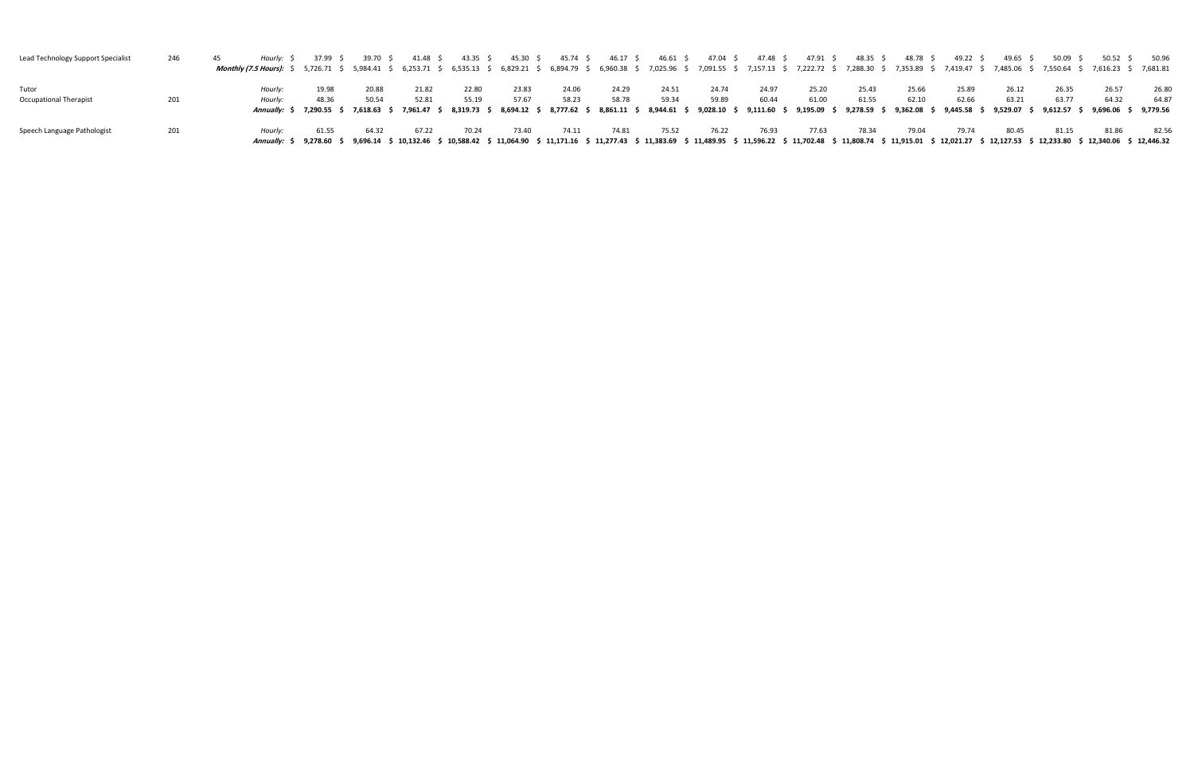| | | | | | | | | | | | | | | | | | | | | | | | |
|---|---|---|---|---|---|---|---|---|---|---|---|---|---|---|---|---|---|---|---|---|---|---|---|
| Lead Technology Support Specialist | 246 | 45 | *Hourly:* | $ 37.99 | $ 39.70 | $ 41.48 | $ 43.35 | $ 45.30 | $ 45.74 | $ 46.17 | $ 46.61 | $ 47.04 | $ 47.48 | $ 47.91 | $ 48.35 | $ 48.78 | $ 49.22 | $ 49.65 | $ 50.09 | $ 50.52 | $ 50.96 |
| | | | ***Monthly (7.5 Hours):*** | $ 5,726.71 | $ 5,984.41 | $ 6,253.71 | $ 6,535.13 | $ 6,829.21 | $ 6,894.79 | $ 6,960.38 | $ 7,025.96 | $ 7,091.55 | $ 7,157.13 | $ 7,222.72 | $ 7,288.30 | $ 7,353.89 | $ 7,419.47 | $ 7,485.06 | $ 7,550.64 | $ 7,616.23 | $ 7,681.81 |
| Tutor | | | *Hourly:* | 19.98 | 20.88 | 21.82 | 22.80 | 23.83 | 24.06 | 24.29 | 24.51 | 24.74 | 24.97 | 25.20 | 25.43 | 25.66 | 25.89 | 26.12 | 26.35 | 26.57 | 26.80 |
| Occupational Therapist | 201 | | *Hourly:* | 48.36 | 50.54 | 52.81 | 55.19 | 57.67 | 58.23 | 58.78 | 59.34 | 59.89 | 60.44 | 61.00 | 61.55 | 62.10 | 62.66 | 63.21 | 63.77 | 64.32 | 64.87 |
| | | | ***Annually:*** | **$ 7,290.55** | **$ 7,618.63** | **$ 7,961.47** | **$ 8,319.73** | **$ 8,694.12** | **$ 8,777.62** | **$ 8,861.11** | **$ 8,944.61** | **$ 9,028.10** | **$ 9,111.60** | **$ 9,195.09** | **$ 9,278.59** | **$ 9,362.08** | **$ 9,445.58** | **$ 9,529.07** | **$ 9,612.57** | **$ 9,696.06** | **$ 9,779.56** |
| Speech Language Pathologist | 201 | | *Hourly:* | 61.55 | 64.32 | 67.22 | 70.24 | 73.40 | 74.11 | 74.81 | 75.52 | 76.22 | 76.93 | 77.63 | 78.34 | 79.04 | 79.74 | 80.45 | 81.15 | 81.86 | 82.56 |
| | | | ***Annually:*** | **$ 9,278.60** | **$ 9,696.14** | **$ 10,132.46** | **$ 10,588.42** | **$ 11,064.90** | **$ 11,171.16** | **$ 11,277.43** | **$ 11,383.69** | **$ 11,489.95** | **$ 11,596.22** | **$ 11,702.48** | **$ 11,808.74** | **$ 11,915.01** | **$ 12,021.27** | **$ 12,127.53** | **$ 12,233.80** | **$ 12,340.06** | **$ 12,446.32** |